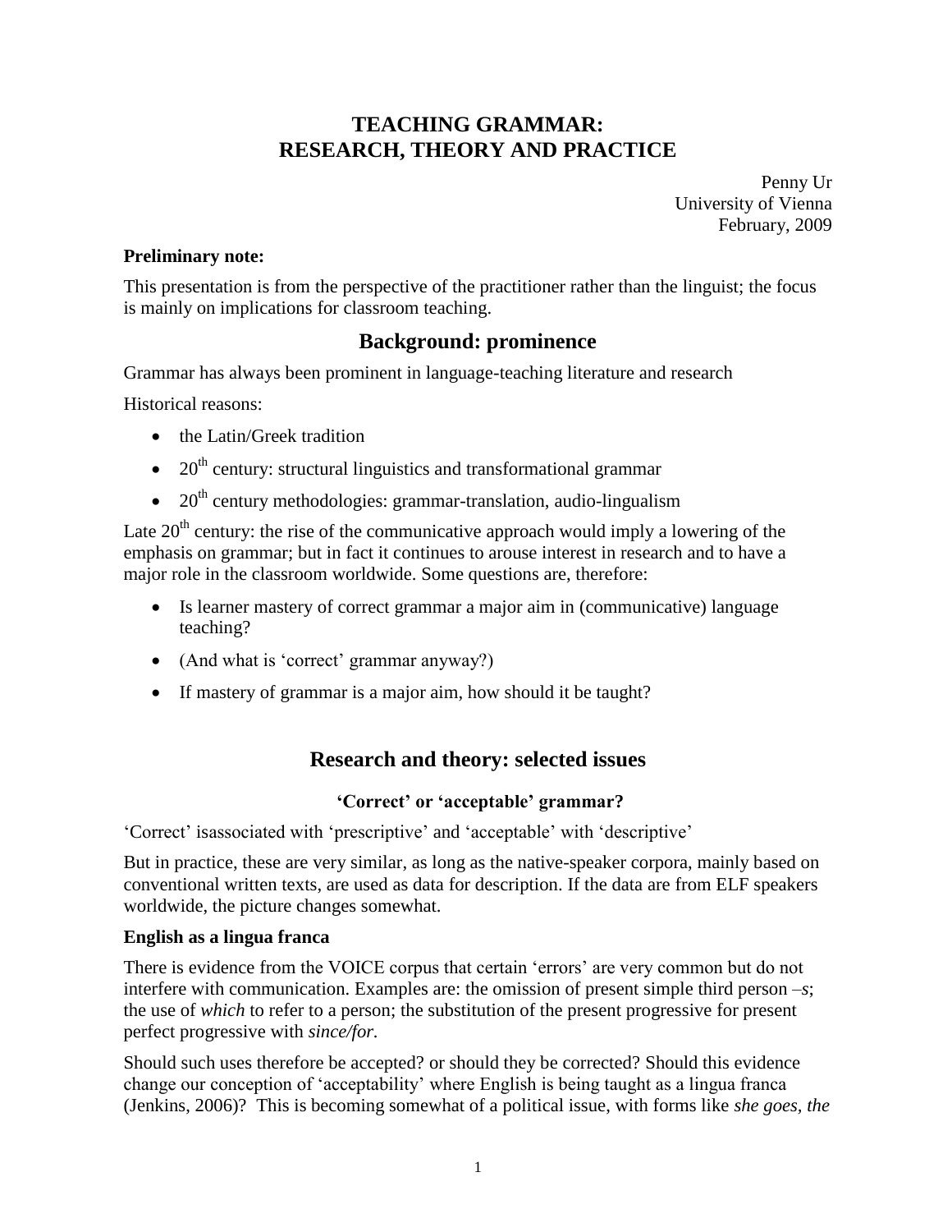# TEACHING GRAMMAR: RESEARCH, THEORY AND PRACTICE

Penny Ur
University of Vienna
February, 2009

**Preliminary note:**

This presentation is from the perspective of the practitioner rather than the linguist; the focus is mainly on implications for classroom teaching.

## Background: prominence

Grammar has always been prominent in language-teaching literature and research

Historical reasons:

- the Latin/Greek tradition
- 20th century: structural linguistics and transformational grammar
- 20th century methodologies: grammar-translation, audio-lingualism

Late 20th century: the rise of the communicative approach would imply a lowering of the emphasis on grammar; but in fact it continues to arouse interest in research and to have a major role in the classroom worldwide. Some questions are, therefore:

- Is learner mastery of correct grammar a major aim in (communicative) language teaching?
- (And what is 'correct' grammar anyway?)
- If mastery of grammar is a major aim, how should it be taught?

## Research and theory: selected issues

### 'Correct' or 'acceptable' grammar?

'Correct' isassociated with 'prescriptive' and 'acceptable' with 'descriptive'

But in practice, these are very similar, as long as the native-speaker corpora, mainly based on conventional written texts, are used as data for description. If the data are from ELF speakers worldwide, the picture changes somewhat.

**English as a lingua franca**

There is evidence from the VOICE corpus that certain 'errors' are very common but do not interfere with communication. Examples are: the omission of present simple third person *–s*; the use of *which* to refer to a person; the substitution of the present progressive for present perfect progressive with *since/for*.

Should such uses therefore be accepted? or should they be corrected? Should this evidence change our conception of 'acceptability' where English is being taught as a lingua franca (Jenkins, 2006)? This is becoming somewhat of a political issue, with forms like *she goes*, *the*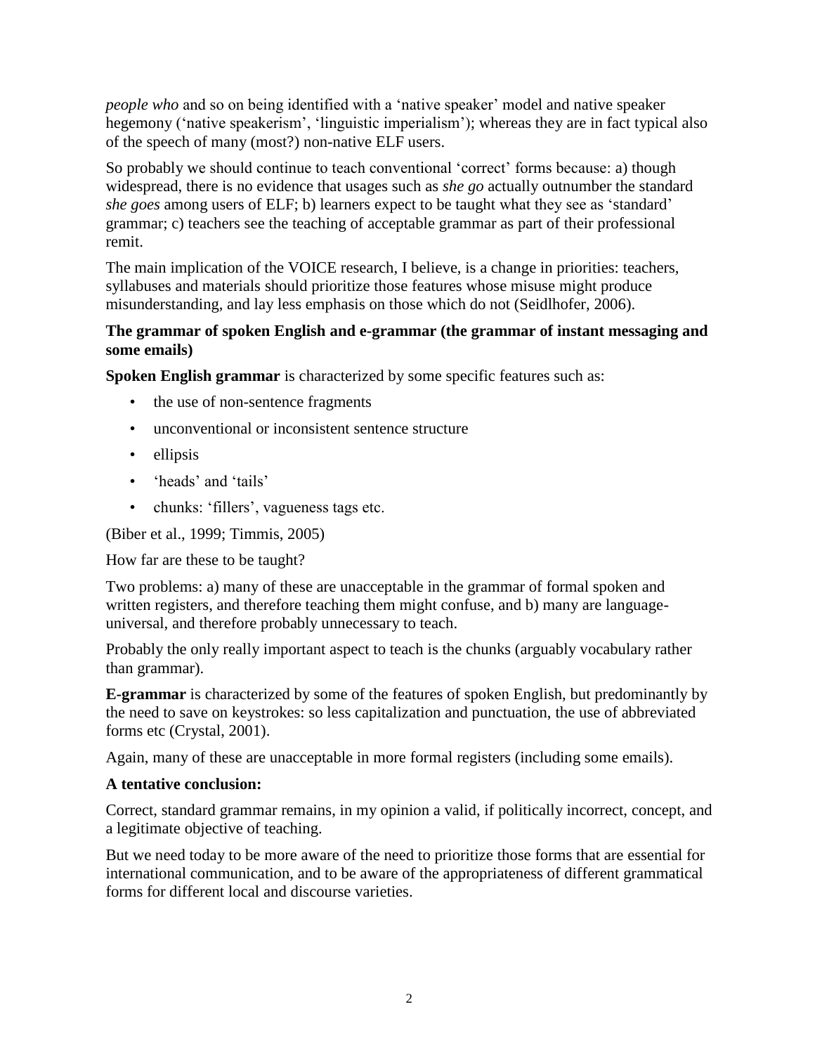*people who* and so on being identified with a 'native speaker' model and native speaker hegemony ('native speakerism', 'linguistic imperialism'); whereas they are in fact typical also of the speech of many (most?) non-native ELF users.

So probably we should continue to teach conventional 'correct' forms because: a) though widespread, there is no evidence that usages such as *she go* actually outnumber the standard *she goes* among users of ELF; b) learners expect to be taught what they see as 'standard' grammar; c) teachers see the teaching of acceptable grammar as part of their professional remit.

The main implication of the VOICE research, I believe, is a change in priorities: teachers, syllabuses and materials should prioritize those features whose misuse might produce misunderstanding, and lay less emphasis on those which do not (Seidlhofer, 2006).

**The grammar of spoken English and e-grammar (the grammar of instant messaging and some emails)**

**Spoken English grammar** is characterized by some specific features such as:

- the use of non-sentence fragments
- unconventional or inconsistent sentence structure
- ellipsis
- 'heads' and 'tails'
- chunks: 'fillers', vagueness tags etc.

(Biber et al., 1999; Timmis, 2005)

How far are these to be taught?

Two problems: a) many of these are unacceptable in the grammar of formal spoken and written registers, and therefore teaching them might confuse, and b) many are language-universal, and therefore probably unnecessary to teach.

Probably the only really important aspect to teach is the chunks (arguably vocabulary rather than grammar).

**E-grammar** is characterized by some of the features of spoken English, but predominantly by the need to save on keystrokes: so less capitalization and punctuation, the use of abbreviated forms etc (Crystal, 2001).

Again, many of these are unacceptable in more formal registers (including some emails).

**A tentative conclusion:**

Correct, standard grammar remains, in my opinion a valid, if politically incorrect, concept, and a legitimate objective of teaching.

But we need today to be more aware of the need to prioritize those forms that are essential for international communication, and to be aware of the appropriateness of different grammatical forms for different local and discourse varieties.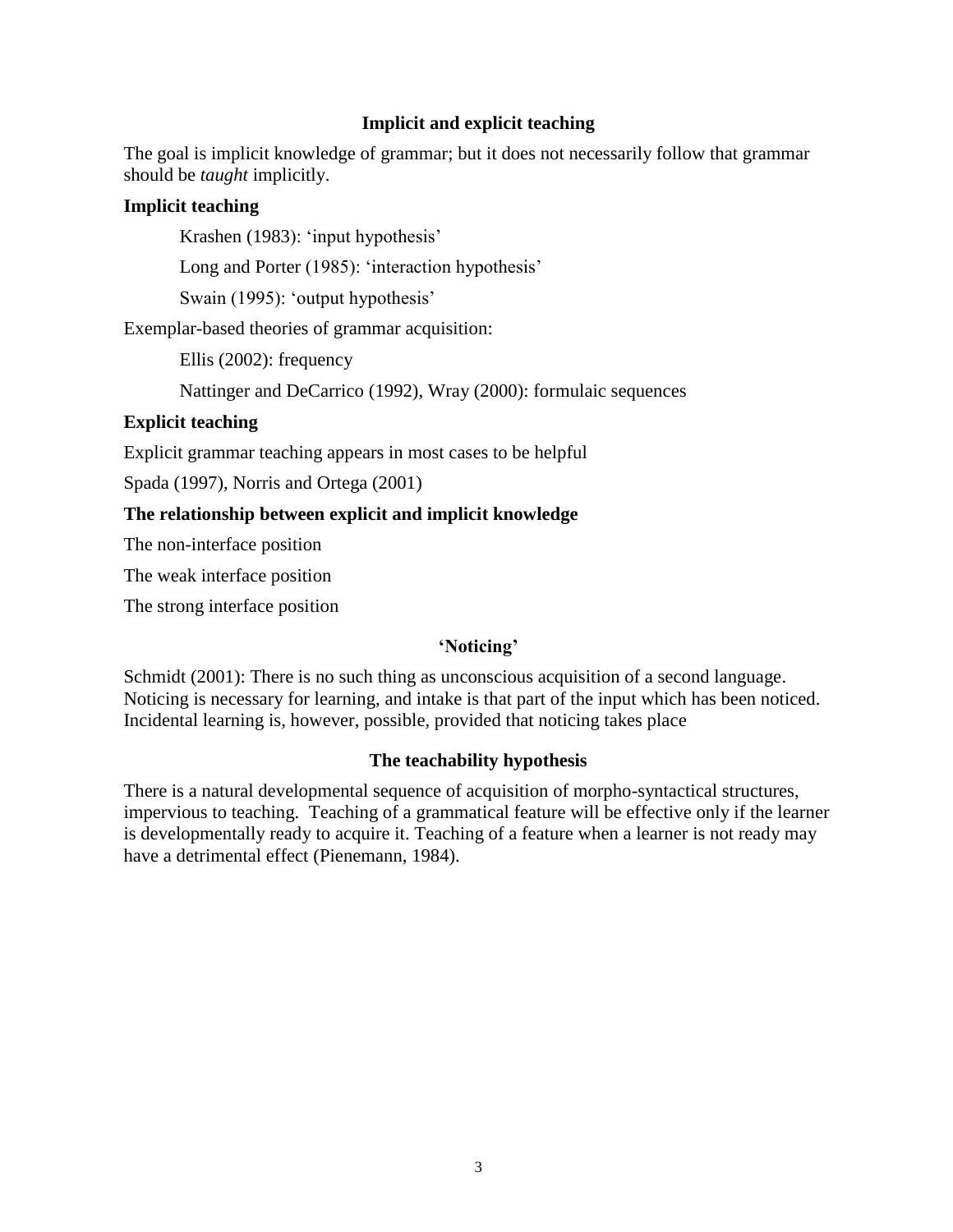## Implicit and explicit teaching

The goal is implicit knowledge of grammar; but it does not necessarily follow that grammar should be *taught* implicitly.

### Implicit teaching

Krashen (1983): 'input hypothesis'

Long and Porter (1985): 'interaction hypothesis'

Swain (1995): 'output hypothesis'

Exemplar-based theories of grammar acquisition:

Ellis (2002): frequency

Nattinger and DeCarrico (1992), Wray (2000): formulaic sequences

### Explicit teaching

Explicit grammar teaching appears in most cases to be helpful

Spada (1997), Norris and Ortega (2001)

### The relationship between explicit and implicit knowledge

The non-interface position

The weak interface position

The strong interface position

## 'Noticing'

Schmidt (2001): There is no such thing as unconscious acquisition of a second language. Noticing is necessary for learning, and intake is that part of the input which has been noticed. Incidental learning is, however, possible, provided that noticing takes place

## The teachability hypothesis

There is a natural developmental sequence of acquisition of morpho-syntactical structures, impervious to teaching. Teaching of a grammatical feature will be effective only if the learner is developmentally ready to acquire it. Teaching of a feature when a learner is not ready may have a detrimental effect (Pienemann, 1984).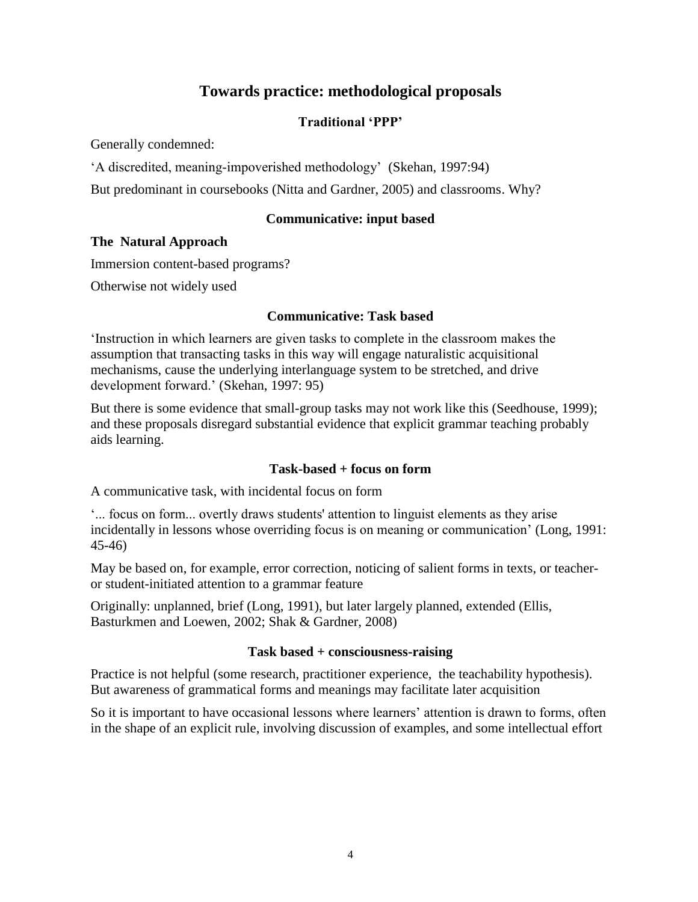# Towards practice: methodological proposals

### Traditional 'PPP'

Generally condemned:

'A discredited, meaning-impoverished methodology' (Skehan, 1997:94)

But predominant in coursebooks (Nitta and Gardner, 2005) and classrooms. Why?

### Communicative: input based

**The Natural Approach**

Immersion content-based programs?

Otherwise not widely used

### Communicative: Task based

'Instruction in which learners are given tasks to complete in the classroom makes the assumption that transacting tasks in this way will engage naturalistic acquisitional mechanisms, cause the underlying interlanguage system to be stretched, and drive development forward.' (Skehan, 1997: 95)

But there is some evidence that small-group tasks may not work like this (Seedhouse, 1999); and these proposals disregard substantial evidence that explicit grammar teaching probably aids learning.

### Task-based + focus on form

A communicative task, with incidental focus on form

'... focus on form... overtly draws students' attention to linguist elements as they arise incidentally in lessons whose overriding focus is on meaning or communication' (Long, 1991: 45-46)

May be based on, for example, error correction, noticing of salient forms in texts, or teacher- or student-initiated attention to a grammar feature

Originally: unplanned, brief (Long, 1991), but later largely planned, extended (Ellis, Basturkmen and Loewen, 2002; Shak & Gardner, 2008)

### Task based + consciousness-raising

Practice is not helpful (some research, practitioner experience, the teachability hypothesis). But awareness of grammatical forms and meanings may facilitate later acquisition

So it is important to have occasional lessons where learners' attention is drawn to forms, often in the shape of an explicit rule, involving discussion of examples, and some intellectual effort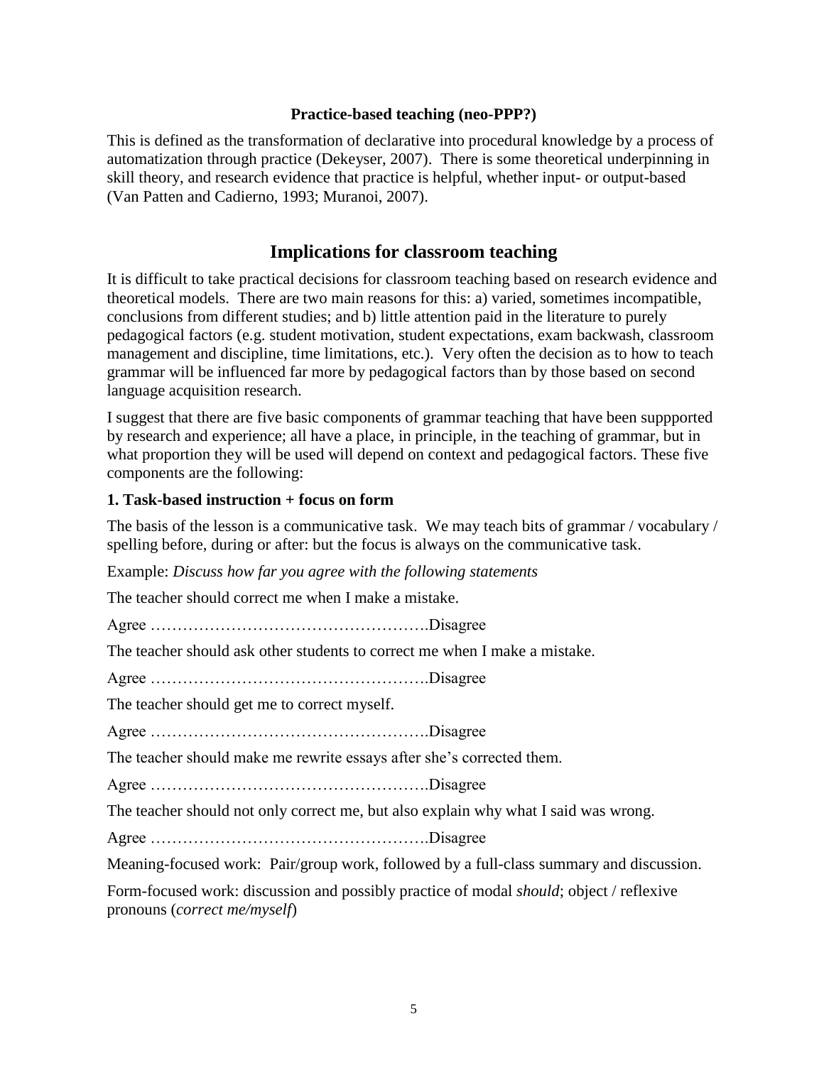**Practice-based teaching (neo-PPP?)**

This is defined as the transformation of declarative into procedural knowledge by a process of automatization through practice (Dekeyser, 2007). There is some theoretical underpinning in skill theory, and research evidence that practice is helpful, whether input- or output-based (Van Patten and Cadierno, 1993; Muranoi, 2007).

## Implications for classroom teaching

It is difficult to take practical decisions for classroom teaching based on research evidence and theoretical models. There are two main reasons for this: a) varied, sometimes incompatible, conclusions from different studies; and b) little attention paid in the literature to purely pedagogical factors (e.g. student motivation, student expectations, exam backwash, classroom management and discipline, time limitations, etc.). Very often the decision as to how to teach grammar will be influenced far more by pedagogical factors than by those based on second language acquisition research.

I suggest that there are five basic components of grammar teaching that have been suppported by research and experience; all have a place, in principle, in the teaching of grammar, but in what proportion they will be used will depend on context and pedagogical factors. These five components are the following:

**1. Task-based instruction + focus on form**

The basis of the lesson is a communicative task. We may teach bits of grammar / vocabulary / spelling before, during or after: but the focus is always on the communicative task.

Example: *Discuss how far you agree with the following statements*

The teacher should correct me when I make a mistake.

Agree …………………………………………….Disagree

The teacher should ask other students to correct me when I make a mistake.

Agree …………………………………………….Disagree

The teacher should get me to correct myself.

Agree …………………………………………….Disagree

The teacher should make me rewrite essays after she's corrected them.

Agree …………………………………………….Disagree

The teacher should not only correct me, but also explain why what I said was wrong.

Agree …………………………………………….Disagree

Meaning-focused work: Pair/group work, followed by a full-class summary and discussion.

Form-focused work: discussion and possibly practice of modal *should*; object / reflexive pronouns (*correct me/myself*)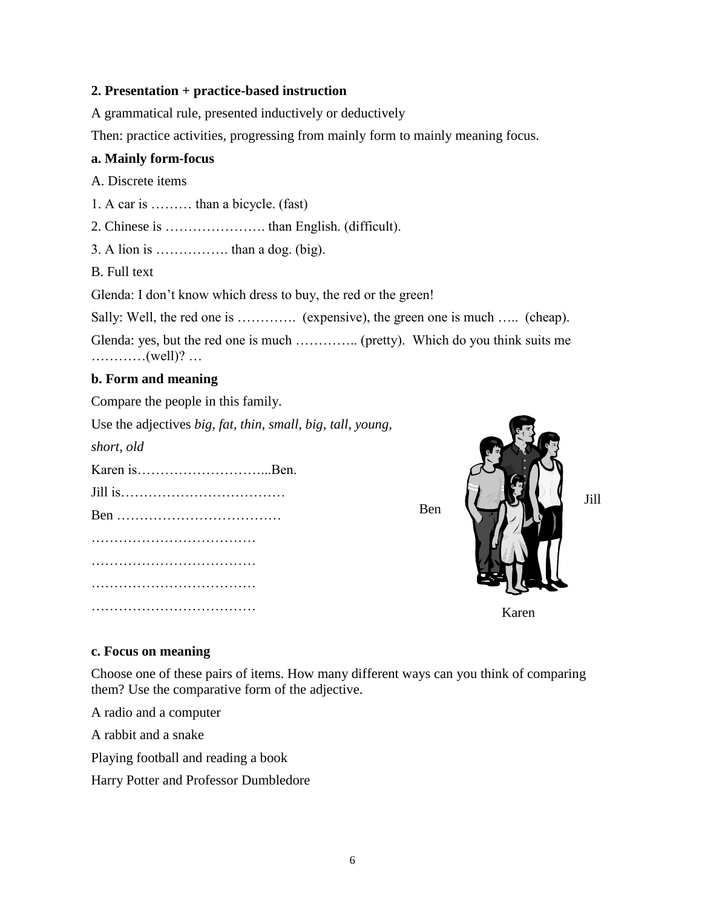**2. Presentation + practice-based instruction**

A grammatical rule, presented inductively or deductively

Then: practice activities, progressing from mainly form to mainly meaning focus.

**a. Mainly form-focus**

A. Discrete items

1. A car is ……… than a bicycle. (fast)

2. Chinese is …………………. than English. (difficult).

3. A lion is ……………. than a dog. (big).

B. Full text

Glenda: I don't know which dress to buy, the red or the green!

Sally: Well, the red one is …………. (expensive), the green one is much ….. (cheap).

Glenda: yes, but the red one is much ………….. (pretty). Which do you think suits me …………(well)? …

**b. Form and meaning**

Compare the people in this family.

Use the adjectives *big, fat, thin, small, big, tall, young, short, old*

Karen is………………………...Ben.

Jill is………………………………

Ben ………………………………

………………………………

………………………………

………………………………

………………………………

Ben

Jill

Karen

**c. Focus on meaning**

Choose one of these pairs of items. How many different ways can you think of comparing them? Use the comparative form of the adjective.

A radio and a computer

A rabbit and a snake

Playing football and reading a book

Harry Potter and Professor Dumbledore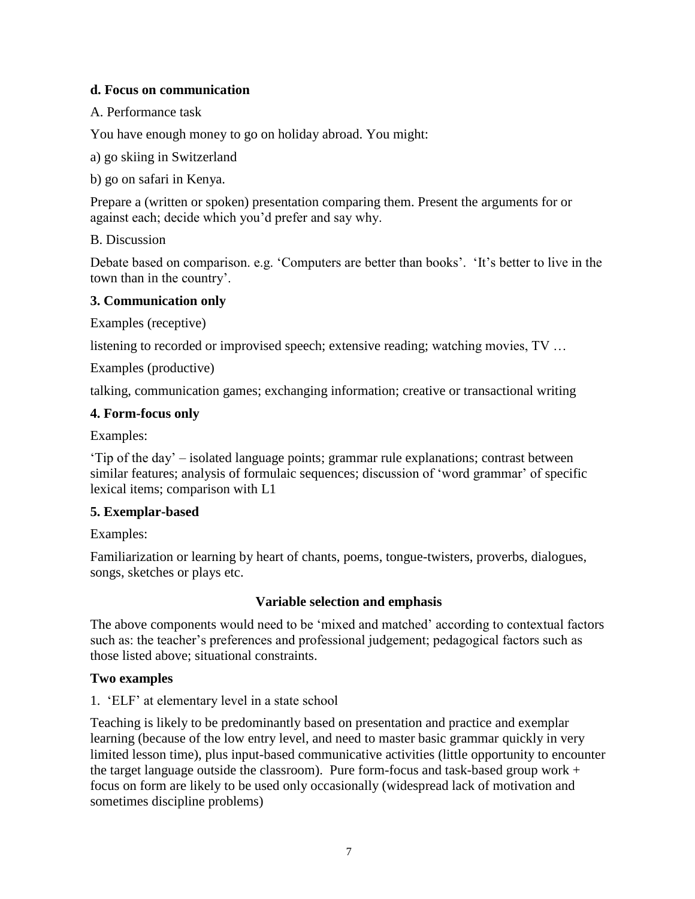**d. Focus on communication**

A. Performance task

You have enough money to go on holiday abroad. You might:

a) go skiing in Switzerland

b) go on safari in Kenya.

Prepare a (written or spoken) presentation comparing them. Present the arguments for or against each; decide which you'd prefer and say why.

B. Discussion

Debate based on comparison. e.g. 'Computers are better than books'. 'It's better to live in the town than in the country'.

### 3. Communication only

Examples (receptive)

listening to recorded or improvised speech; extensive reading; watching movies, TV …

Examples (productive)

talking, communication games; exchanging information; creative or transactional writing

### 4. Form-focus only

Examples:

'Tip of the day' – isolated language points; grammar rule explanations; contrast between similar features; analysis of formulaic sequences; discussion of 'word grammar' of specific lexical items; comparison with L1

### 5. Exemplar-based

Examples:

Familiarization or learning by heart of chants, poems, tongue-twisters, proverbs, dialogues, songs, sketches or plays etc.

## Variable selection and emphasis

The above components would need to be 'mixed and matched' according to contextual factors such as: the teacher's preferences and professional judgement; pedagogical factors such as those listed above; situational constraints.

### Two examples

1. 'ELF' at elementary level in a state school

Teaching is likely to be predominantly based on presentation and practice and exemplar learning (because of the low entry level, and need to master basic grammar quickly in very limited lesson time), plus input-based communicative activities (little opportunity to encounter the target language outside the classroom). Pure form-focus and task-based group work + focus on form are likely to be used only occasionally (widespread lack of motivation and sometimes discipline problems)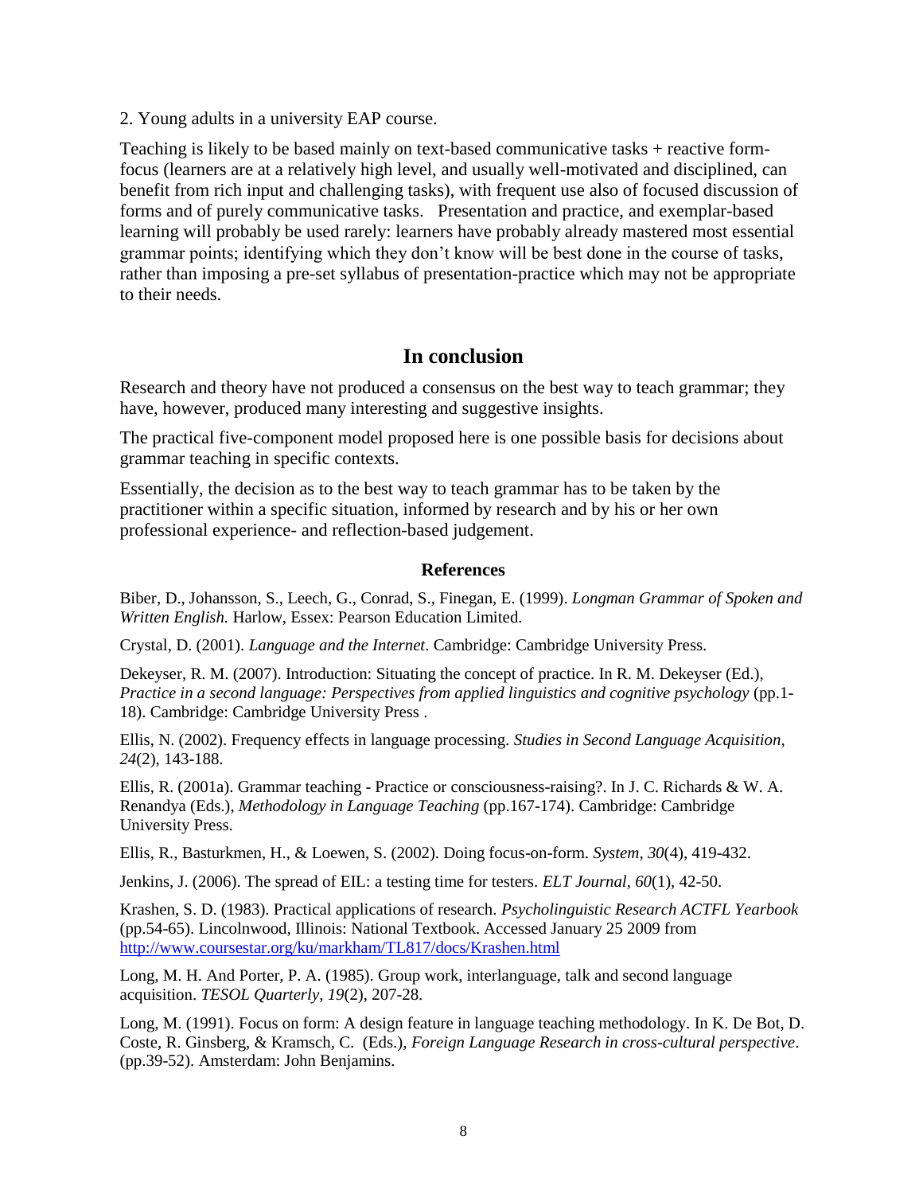2. Young adults in a university EAP course.

Teaching is likely to be based mainly on text-based communicative tasks + reactive form-focus (learners are at a relatively high level, and usually well-motivated and disciplined, can benefit from rich input and challenging tasks), with frequent use also of focused discussion of forms and of purely communicative tasks. Presentation and practice, and exemplar-based learning will probably be used rarely: learners have probably already mastered most essential grammar points; identifying which they don't know will be best done in the course of tasks, rather than imposing a pre-set syllabus of presentation-practice which may not be appropriate to their needs.

## In conclusion

Research and theory have not produced a consensus on the best way to teach grammar; they have, however, produced many interesting and suggestive insights.

The practical five-component model proposed here is one possible basis for decisions about grammar teaching in specific contexts.

Essentially, the decision as to the best way to teach grammar has to be taken by the practitioner within a specific situation, informed by research and by his or her own professional experience- and reflection-based judgement.

### References

Biber, D., Johansson, S., Leech, G., Conrad, S., Finegan, E. (1999). *Longman Grammar of Spoken and Written English.* Harlow, Essex: Pearson Education Limited.

Crystal, D. (2001). *Language and the Internet*. Cambridge: Cambridge University Press.

Dekeyser, R. M. (2007). Introduction: Situating the concept of practice. In R. M. Dekeyser (Ed.), *Practice in a second language: Perspectives from applied linguistics and cognitive psychology* (pp.1-18). Cambridge: Cambridge University Press .

Ellis, N. (2002). Frequency effects in language processing. *Studies in Second Language Acquisition, 24*(2), 143-188.

Ellis, R. (2001a). Grammar teaching - Practice or consciousness-raising?. In J. C. Richards & W. A. Renandya (Eds.), *Methodology in Language Teaching* (pp.167-174). Cambridge: Cambridge University Press.

Ellis, R., Basturkmen, H., & Loewen, S. (2002). Doing focus-on-form. *System, 30*(4), 419-432.

Jenkins, J. (2006). The spread of EIL: a testing time for testers. *ELT Journal, 60*(1), 42-50.

Krashen, S. D. (1983). Practical applications of research. *Psycholinguistic Research ACTFL Yearbook* (pp.54-65). Lincolnwood, Illinois: National Textbook. Accessed January 25 2009 from http://www.coursestar.org/ku/markham/TL817/docs/Krashen.html

Long, M. H. And Porter, P. A. (1985). Group work, interlanguage, talk and second language acquisition. *TESOL Quarterly, 19*(2), 207-28.

Long, M. (1991). Focus on form: A design feature in language teaching methodology. In K. De Bot, D. Coste, R. Ginsberg, & Kramsch, C. (Eds.), *Foreign Language Research in cross-cultural perspective*. (pp.39-52). Amsterdam: John Benjamins.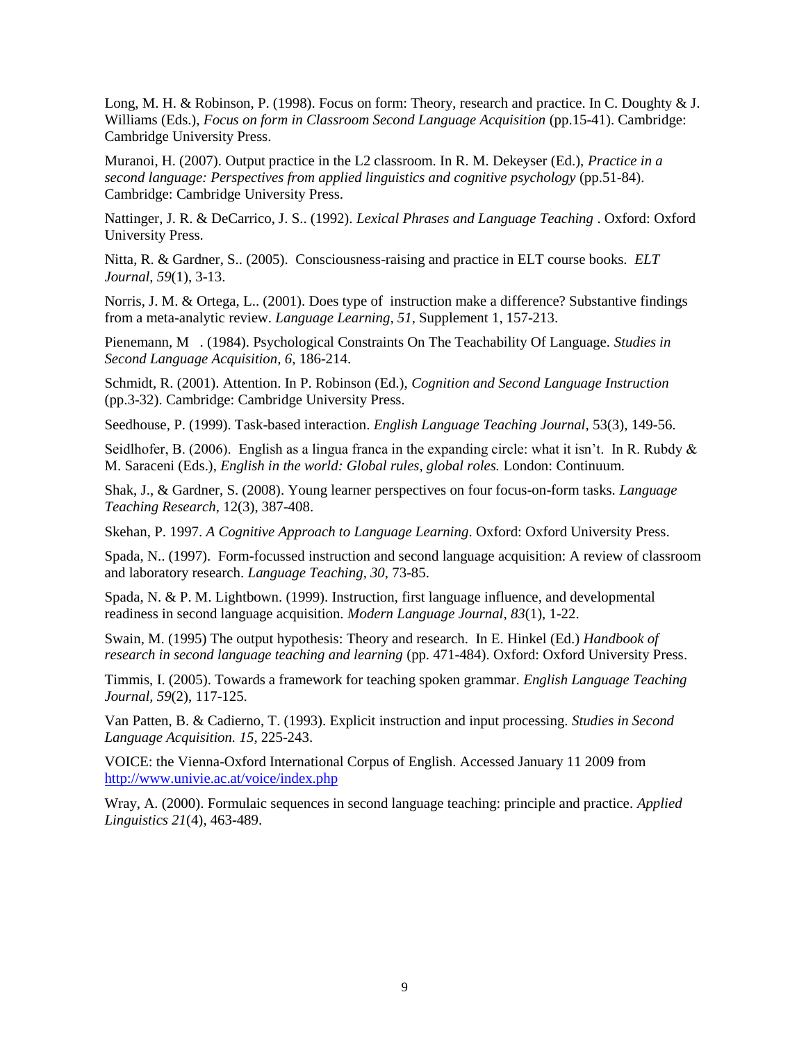Long, M. H. & Robinson, P. (1998). Focus on form: Theory, research and practice. In C. Doughty & J. Williams (Eds.), *Focus on form in Classroom Second Language Acquisition* (pp.15-41). Cambridge: Cambridge University Press.

Muranoi, H. (2007). Output practice in the L2 classroom. In R. M. Dekeyser (Ed.), *Practice in a second language: Perspectives from applied linguistics and cognitive psychology* (pp.51-84). Cambridge: Cambridge University Press.

Nattinger, J. R. & DeCarrico, J. S.. (1992). *Lexical Phrases and Language Teaching* . Oxford: Oxford University Press.

Nitta, R. & Gardner, S.. (2005). Consciousness-raising and practice in ELT course books. *ELT Journal, 59*(1), 3-13.

Norris, J. M. & Ortega, L.. (2001). Does type of instruction make a difference? Substantive findings from a meta-analytic review. *Language Learning, 51*, Supplement 1, 157-213.

Pienemann, M . (1984). Psychological Constraints On The Teachability Of Language. *Studies in Second Language Acquisition, 6*, 186-214.

Schmidt, R. (2001). Attention. In P. Robinson (Ed.), *Cognition and Second Language Instruction* (pp.3-32). Cambridge: Cambridge University Press.

Seedhouse, P. (1999). Task-based interaction. *English Language Teaching Journal*, 53(3), 149-56.

Seidlhofer, B. (2006). English as a lingua franca in the expanding circle: what it isn't. In R. Rubdy & M. Saraceni (Eds.), *English in the world: Global rules, global roles.* London: Continuum.

Shak, J., & Gardner, S. (2008). Young learner perspectives on four focus-on-form tasks. *Language Teaching Research*, 12(3), 387-408.

Skehan, P. 1997. *A Cognitive Approach to Language Learning*. Oxford: Oxford University Press.

Spada, N.. (1997). Form-focussed instruction and second language acquisition: A review of classroom and laboratory research. *Language Teaching, 30*, 73-85.

Spada, N. & P. M. Lightbown. (1999). Instruction, first language influence, and developmental readiness in second language acquisition. *Modern Language Journal, 83*(1), 1-22.

Swain, M. (1995) The output hypothesis: Theory and research. In E. Hinkel (Ed.) *Handbook of research in second language teaching and learning* (pp. 471-484). Oxford: Oxford University Press.

Timmis, I. (2005). Towards a framework for teaching spoken grammar. *English Language Teaching Journal, 59*(2), 117-125.

Van Patten, B. & Cadierno, T. (1993). Explicit instruction and input processing. *Studies in Second Language Acquisition. 15*, 225-243.

VOICE: the Vienna-Oxford International Corpus of English. Accessed January 11 2009 from http://www.univie.ac.at/voice/index.php

Wray, A. (2000). Formulaic sequences in second language teaching: principle and practice. *Applied Linguistics 21*(4), 463-489.